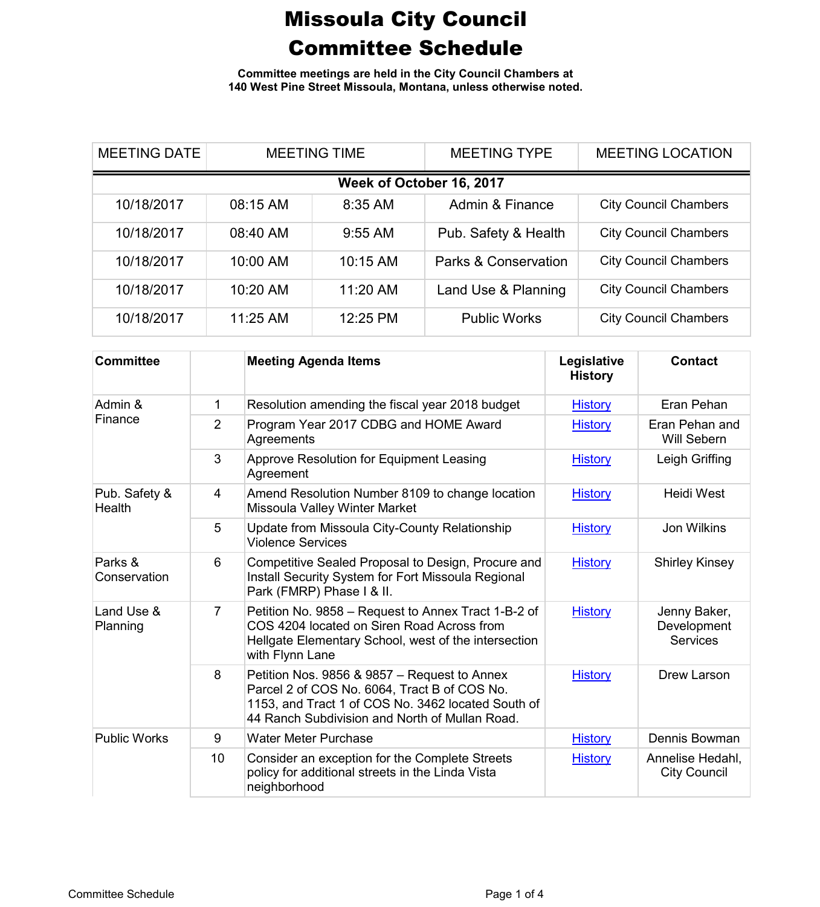# Missoula City Council
# Committee Schedule

**Committee meetings are held in the City Council Chambers at 140 West Pine Street Missoula, Montana, unless otherwise noted.**

| MEETING DATE | MEETING TIME | | MEETING TYPE | MEETING LOCATION |
|---|---|---|---|---|
| **Week of October 16, 2017** | | | | |
| 10/18/2017 | 08:15 AM | 8:35 AM | Admin & Finance | City Council Chambers |
| 10/18/2017 | 08:40 AM | 9:55 AM | Pub. Safety & Health | City Council Chambers |
| 10/18/2017 | 10:00 AM | 10:15 AM | Parks & Conservation | City Council Chambers |
| 10/18/2017 | 10:20 AM | 11:20 AM | Land Use & Planning | City Council Chambers |
| 10/18/2017 | 11:25 AM | 12:25 PM | Public Works | City Council Chambers |

| Committee | | Meeting Agenda Items | Legislative History | Contact |
|---|---|---|---|---|
| Admin & Finance | 1 | Resolution amending the fiscal year 2018 budget | History | Eran Pehan |
| | 2 | Program Year 2017 CDBG and HOME Award Agreements | History | Eran Pehan and Will Sebern |
| | 3 | Approve Resolution for Equipment Leasing Agreement | History | Leigh Griffing |
| Pub. Safety & Health | 4 | Amend Resolution Number 8109 to change location Missoula Valley Winter Market | History | Heidi West |
| | 5 | Update from Missoula City-County Relationship Violence Services | History | Jon Wilkins |
| Parks & Conservation | 6 | Competitive Sealed Proposal to Design, Procure and Install Security System for Fort Missoula Regional Park (FMRP) Phase I & II. | History | Shirley Kinsey |
| Land Use & Planning | 7 | Petition No. 9858 – Request to Annex Tract 1-B-2 of COS 4204 located on Siren Road Across from Hellgate Elementary School, west of the intersection with Flynn Lane | History | Jenny Baker, Development Services |
| | 8 | Petition Nos. 9856 & 9857 – Request to Annex Parcel 2 of COS No. 6064, Tract B of COS No. 1153, and Tract 1 of COS No. 3462 located South of 44 Ranch Subdivision and North of Mullan Road. | History | Drew Larson |
| Public Works | 9 | Water Meter Purchase | History | Dennis Bowman |
| | 10 | Consider an exception for the Complete Streets policy for additional streets in the Linda Vista neighborhood | History | Annelise Hedahl, City Council |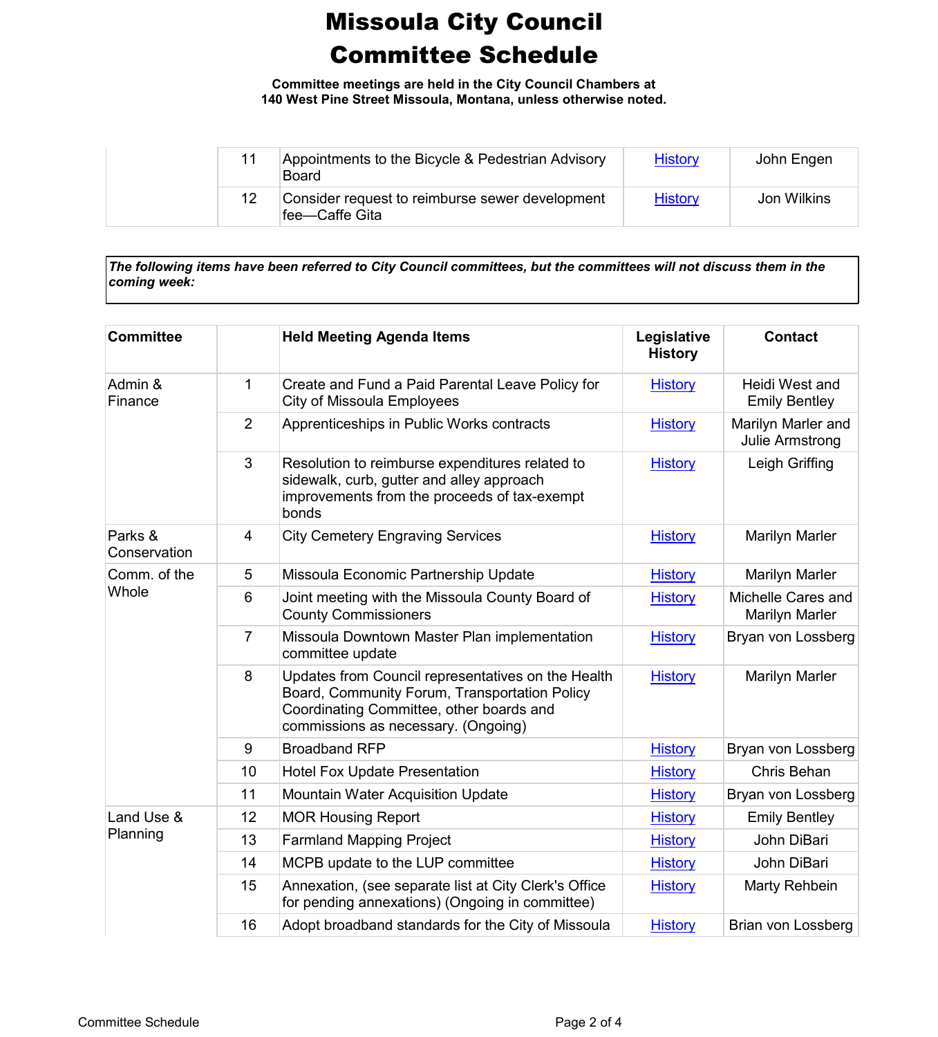# Missoula City Council Committee Schedule

**Committee meetings are held in the City Council Chambers at 140 West Pine Street Missoula, Montana, unless otherwise noted.**

| | | | | |
|---|---|---|---|---|
| | 11 | Appointments to the Bicycle & Pedestrian Advisory Board | History | John Engen |
| | 12 | Consider request to reimburse sewer development fee—Caffe Gita | History | Jon Wilkins |

***The following items have been referred to City Council committees, but the committees will not discuss them in the coming week:***

| Committee | | Held Meeting Agenda Items | Legislative History | Contact |
|---|---|---|---|---|
| Admin & Finance | 1 | Create and Fund a Paid Parental Leave Policy for City of Missoula Employees | History | Heidi West and Emily Bentley |
| | 2 | Apprenticeships in Public Works contracts | History | Marilyn Marler and Julie Armstrong |
| | 3 | Resolution to reimburse expenditures related to sidewalk, curb, gutter and alley approach improvements from the proceeds of tax-exempt bonds | History | Leigh Griffing |
| Parks & Conservation | 4 | City Cemetery Engraving Services | History | Marilyn Marler |
| Comm. of the Whole | 5 | Missoula Economic Partnership Update | History | Marilyn Marler |
| | 6 | Joint meeting with the Missoula County Board of County Commissioners | History | Michelle Cares and Marilyn Marler |
| | 7 | Missoula Downtown Master Plan implementation committee update | History | Bryan von Lossberg |
| | 8 | Updates from Council representatives on the Health Board, Community Forum, Transportation Policy Coordinating Committee, other boards and commissions as necessary. (Ongoing) | History | Marilyn Marler |
| | 9 | Broadband RFP | History | Bryan von Lossberg |
| | 10 | Hotel Fox Update Presentation | History | Chris Behan |
| | 11 | Mountain Water Acquisition Update | History | Bryan von Lossberg |
| Land Use & Planning | 12 | MOR Housing Report | History | Emily Bentley |
| | 13 | Farmland Mapping Project | History | John DiBari |
| | 14 | MCPB update to the LUP committee | History | John DiBari |
| | 15 | Annexation, (see separate list at City Clerk's Office for pending annexations) (Ongoing in committee) | History | Marty Rehbein |
| | 16 | Adopt broadband standards for the City of Missoula | History | Brian von Lossberg |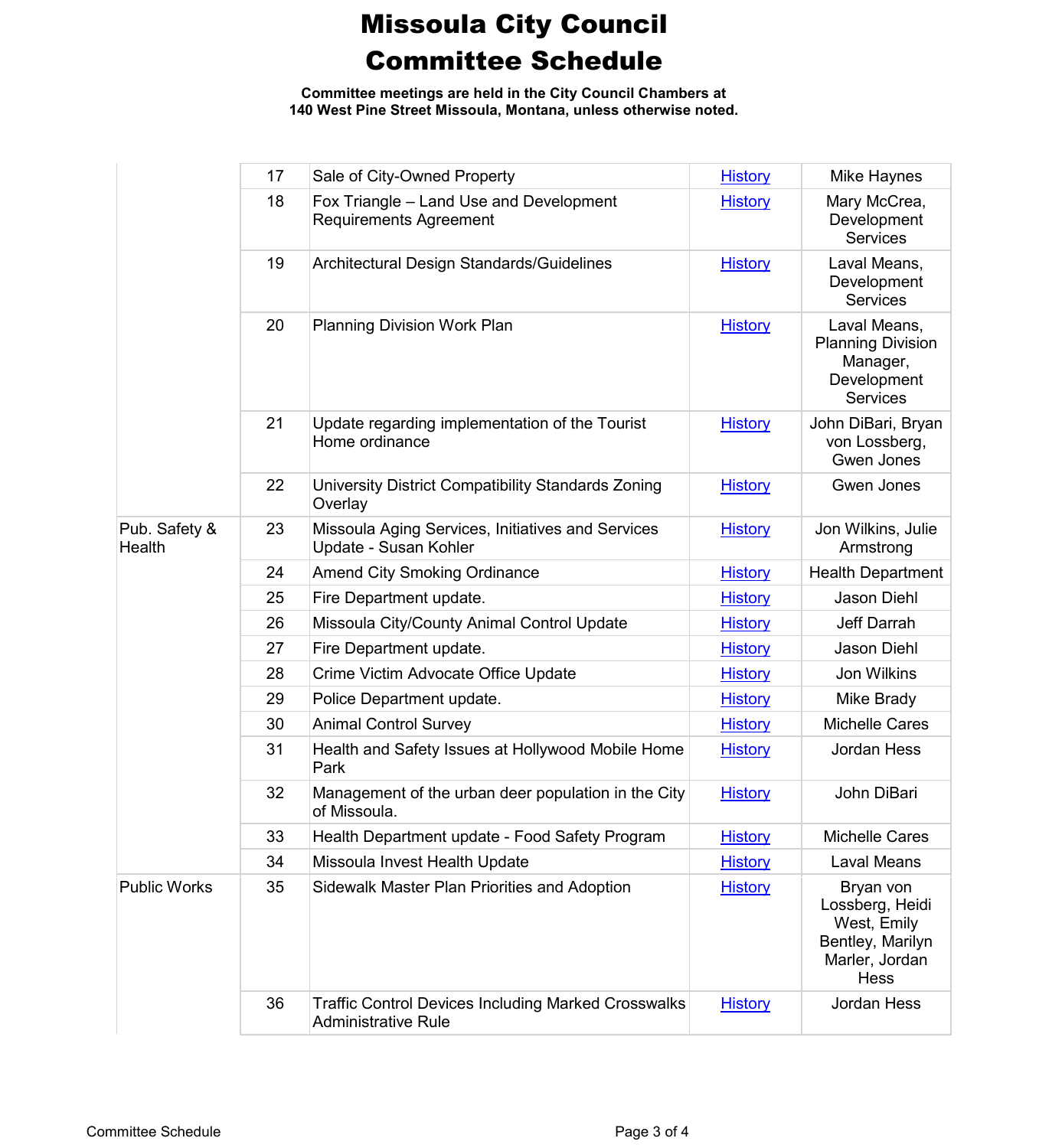# Missoula City Council Committee Schedule

**Committee meetings are held in the City Council Chambers at 140 West Pine Street Missoula, Montana, unless otherwise noted.**

| | | | | |
|---|---|---|---|---|
| | 17 | Sale of City-Owned Property | History | Mike Haynes |
| | 18 | Fox Triangle – Land Use and Development Requirements Agreement | History | Mary McCrea, Development Services |
| | 19 | Architectural Design Standards/Guidelines | History | Laval Means, Development Services |
| | 20 | Planning Division Work Plan | History | Laval Means, Planning Division Manager, Development Services |
| | 21 | Update regarding implementation of the Tourist Home ordinance | History | John DiBari, Bryan von Lossberg, Gwen Jones |
| | 22 | University District Compatibility Standards Zoning Overlay | History | Gwen Jones |
| Pub. Safety & Health | 23 | Missoula Aging Services, Initiatives and Services Update - Susan Kohler | History | Jon Wilkins, Julie Armstrong |
| | 24 | Amend City Smoking Ordinance | History | Health Department |
| | 25 | Fire Department update. | History | Jason Diehl |
| | 26 | Missoula City/County Animal Control Update | History | Jeff Darrah |
| | 27 | Fire Department update. | History | Jason Diehl |
| | 28 | Crime Victim Advocate Office Update | History | Jon Wilkins |
| | 29 | Police Department update. | History | Mike Brady |
| | 30 | Animal Control Survey | History | Michelle Cares |
| | 31 | Health and Safety Issues at Hollywood Mobile Home Park | History | Jordan Hess |
| | 32 | Management of the urban deer population in the City of Missoula. | History | John DiBari |
| | 33 | Health Department update - Food Safety Program | History | Michelle Cares |
| | 34 | Missoula Invest Health Update | History | Laval Means |
| Public Works | 35 | Sidewalk Master Plan Priorities and Adoption | History | Bryan von Lossberg, Heidi West, Emily Bentley, Marilyn Marler, Jordan Hess |
| | 36 | Traffic Control Devices Including Marked Crosswalks Administrative Rule | History | Jordan Hess |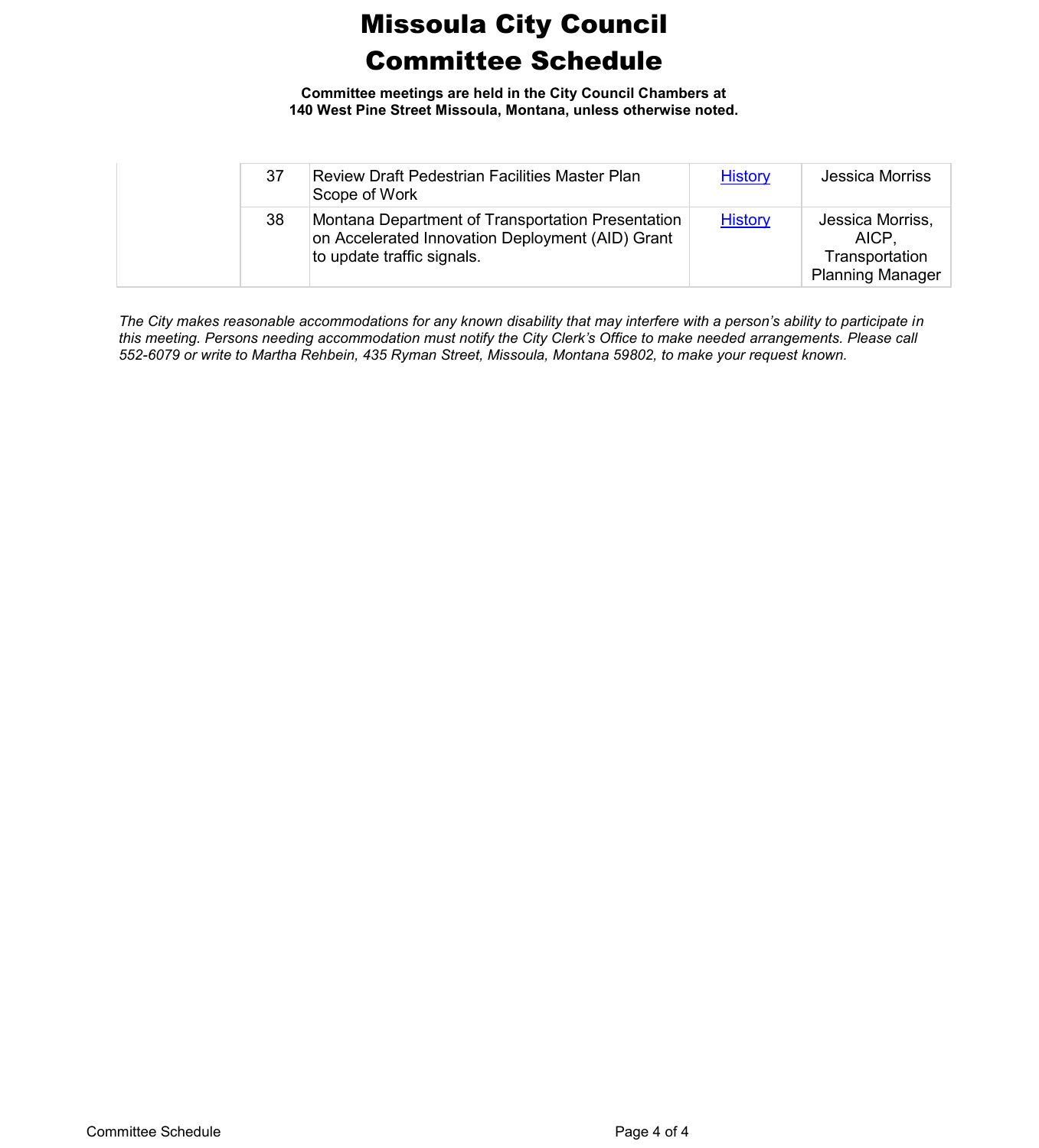# Missoula City Council
# Committee Schedule

**Committee meetings are held in the City Council Chambers at 140 West Pine Street Missoula, Montana, unless otherwise noted.**

| | | | | |
|---|---|---|---|---|
| | 37 | Review Draft Pedestrian Facilities Master Plan Scope of Work | History | Jessica Morriss |
| | 38 | Montana Department of Transportation Presentation on Accelerated Innovation Deployment (AID) Grant to update traffic signals. | History | Jessica Morriss, AICP, Transportation Planning Manager |

*The City makes reasonable accommodations for any known disability that may interfere with a person's ability to participate in this meeting. Persons needing accommodation must notify the City Clerk's Office to make needed arrangements. Please call 552-6079 or write to Martha Rehbein, 435 Ryman Street, Missoula, Montana 59802, to make your request known.*